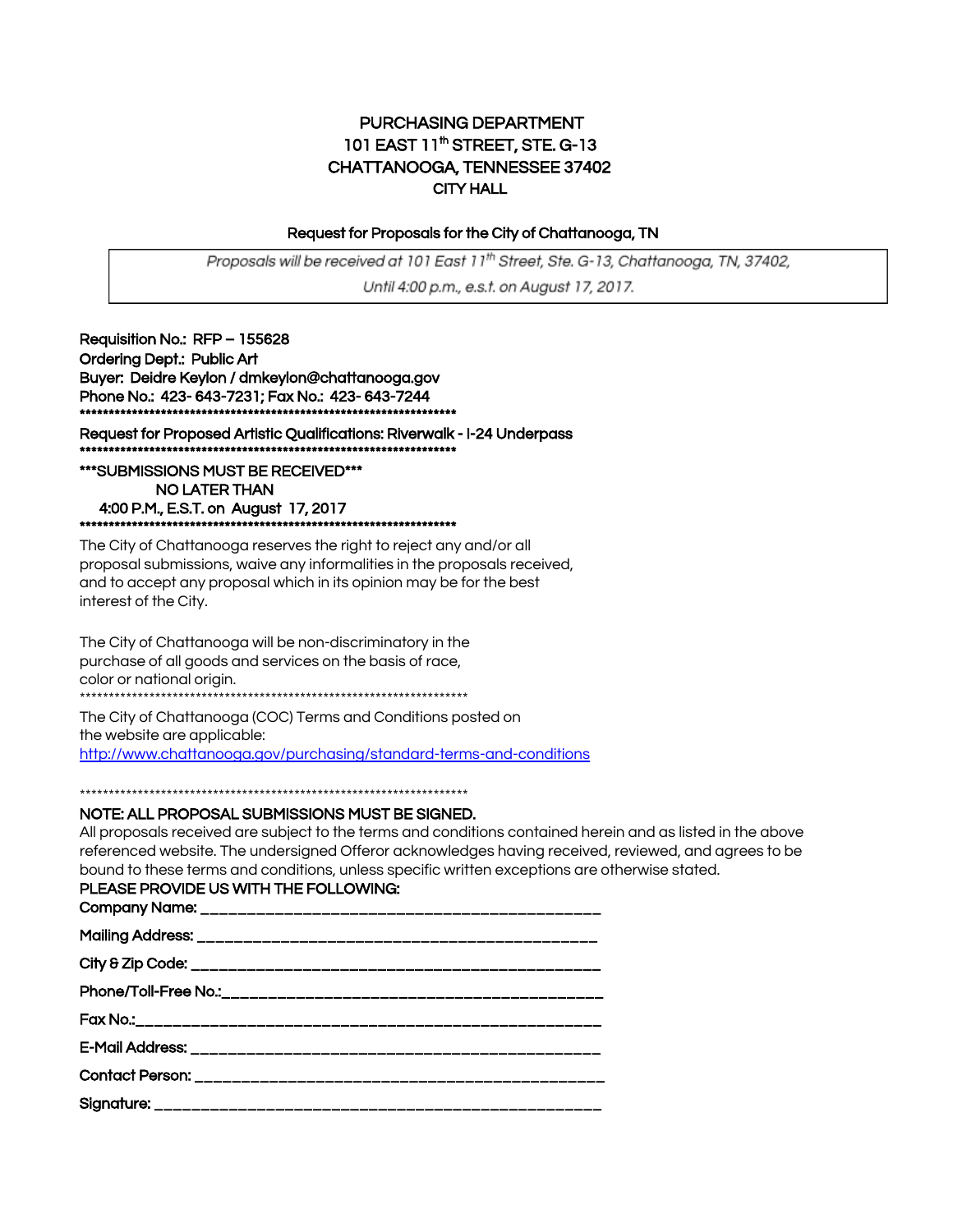# PURCHASING DEPARTMENT
# 101 EAST 11th STREET, STE. G-13
# CHATTANOOGA, TENNESSEE 37402
## CITY HALL

### Request for Proposals for the City of Chattanooga, TN

*Proposals will be received at 101 East 11th Street, Ste. G-13, Chattanooga, TN, 37402,*
*Until 4:00 p.m., e.s.t. on August 17, 2017.*

**Requisition No.: RFP – 155628**
**Ordering Dept.: Public Art**
**Buyer: Deidre Keylon / dmkeylon@chattanooga.gov**
**Phone No.: 423- 643-7231; Fax No.: 423- 643-7244**

******************************************************************

**Request for Proposed Artistic Qualifications: Riverwalk - I-24 Underpass**

******************************************************************

**\*\*\*SUBMISSIONS MUST BE RECEIVED\*\*\***
**NO LATER THAN**
**4:00 P.M., E.S.T. on August 17, 2017**

******************************************************************

The City of Chattanooga reserves the right to reject any and/or all proposal submissions, waive any informalities in the proposals received, and to accept any proposal which in its opinion may be for the best interest of the City.

The City of Chattanooga will be non-discriminatory in the purchase of all goods and services on the basis of race, color or national origin.

******************************************************************

The City of Chattanooga (COC) Terms and Conditions posted on the website are applicable:
http://www.chattanooga.gov/purchasing/standard-terms-and-conditions

******************************************************************

**NOTE: ALL PROPOSAL SUBMISSIONS MUST BE SIGNED.**

All proposals received are subject to the terms and conditions contained herein and as listed in the above referenced website. The undersigned Offeror acknowledges having received, reviewed, and agrees to be bound to these terms and conditions, unless specific written exceptions are otherwise stated.

**PLEASE PROVIDE US WITH THE FOLLOWING:**

**Company Name:** ____________________________________________

**Mailing Address:** ____________________________________________

**City & Zip Code:** ____________________________________________

**Phone/Toll-Free No.:** ____________________________________________

**Fax No.:** ____________________________________________

**E-Mail Address:** ____________________________________________

**Contact Person:** ____________________________________________

**Signature:** ____________________________________________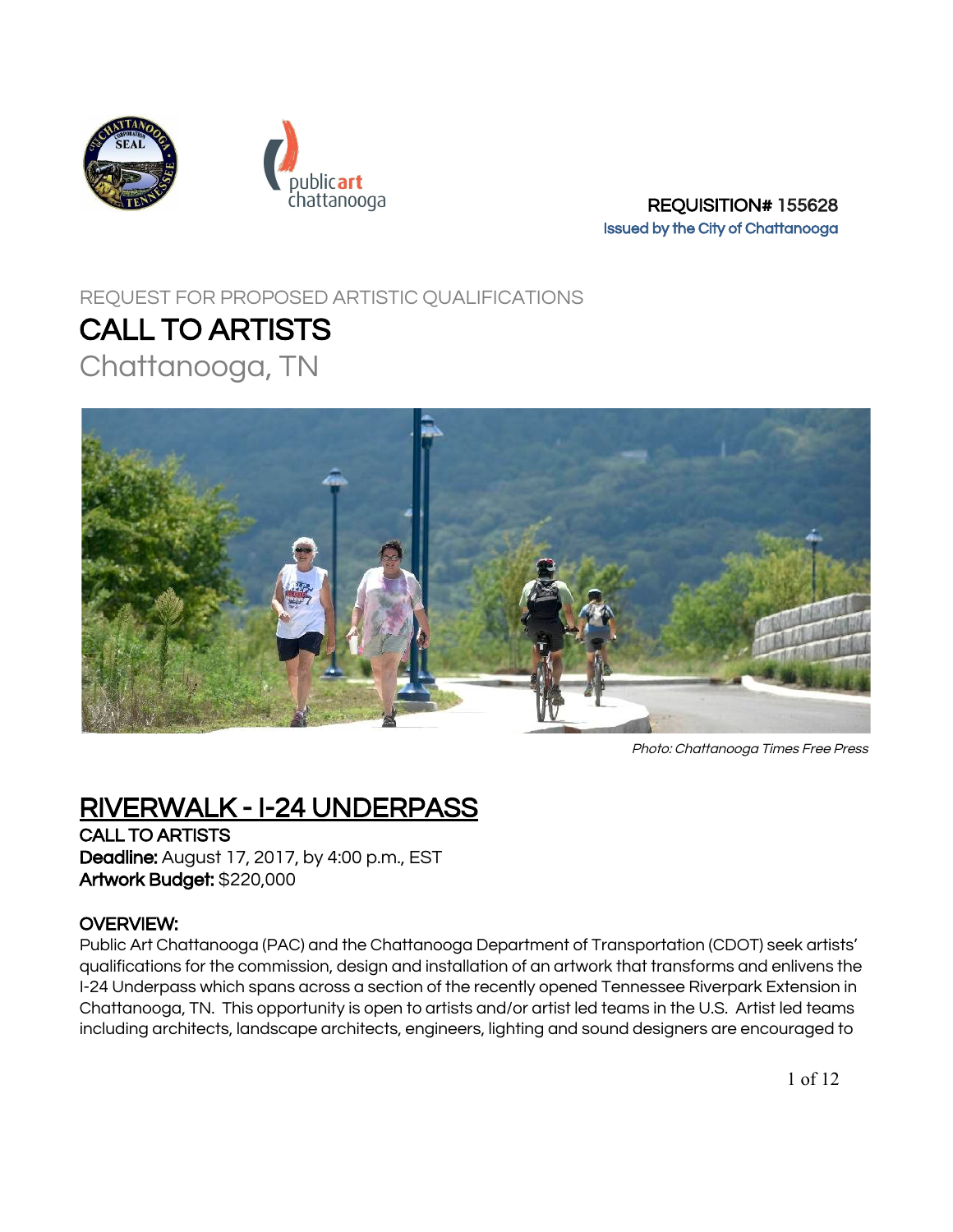REQUISITION# 155628
Issued by the City of Chattanooga

REQUEST FOR PROPOSED ARTISTIC QUALIFICATIONS

# CALL TO ARTISTS

## Chattanooga, TN

*Photo: Chattanooga Times Free Press*

# RIVERWALK - I-24 UNDERPASS

**CALL TO ARTISTS**
**Deadline:** August 17, 2017, by 4:00 p.m., EST
**Artwork Budget:** $220,000

## OVERVIEW:

Public Art Chattanooga (PAC) and the Chattanooga Department of Transportation (CDOT) seek artists' qualifications for the commission, design and installation of an artwork that transforms and enlivens the I-24 Underpass which spans across a section of the recently opened Tennessee Riverpark Extension in Chattanooga, TN. This opportunity is open to artists and/or artist led teams in the U.S. Artist led teams including architects, landscape architects, engineers, lighting and sound designers are encouraged to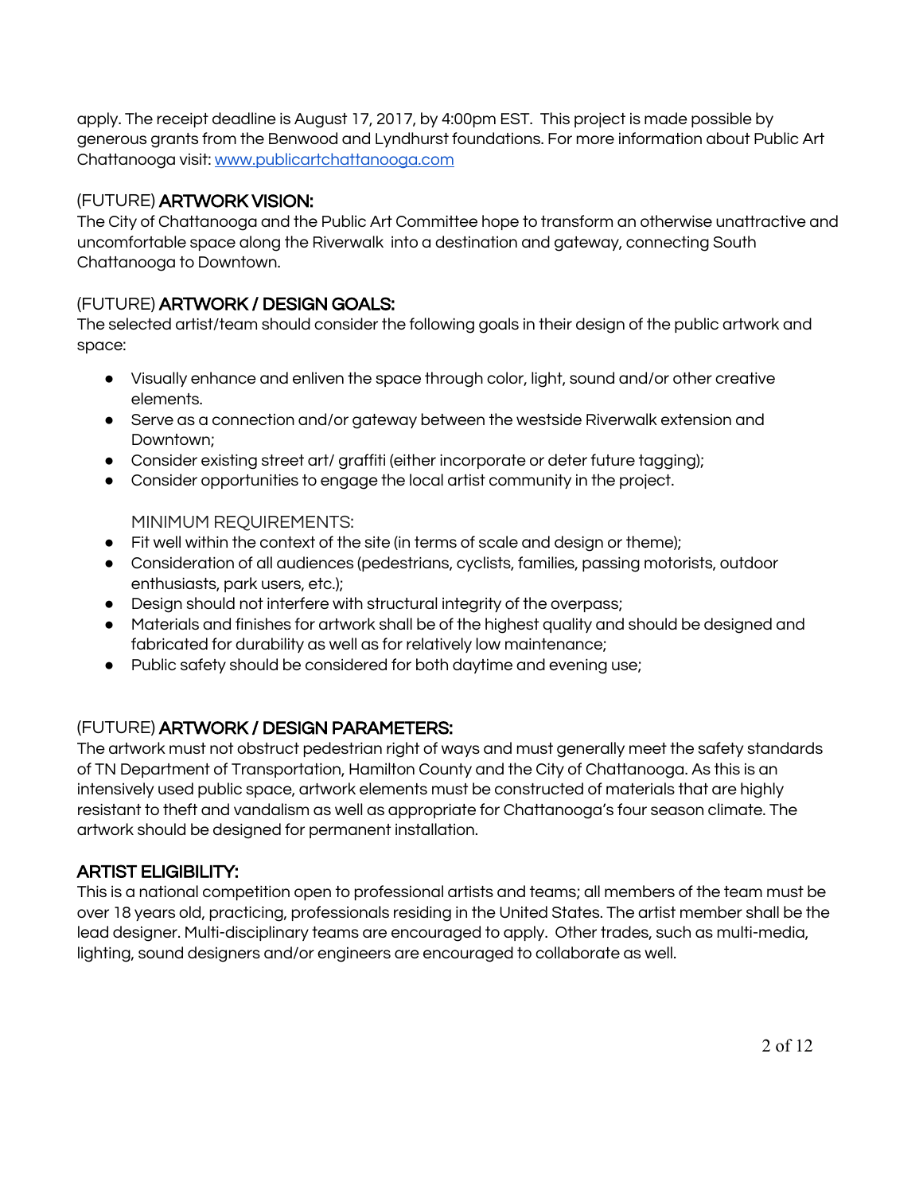apply. The receipt deadline is August 17, 2017, by 4:00pm EST. This project is made possible by generous grants from the Benwood and Lyndhurst foundations. For more information about Public Art Chattanooga visit: [www.publicartchattanooga.com](www.publicartchattanooga.com)

## (FUTURE) ARTWORK VISION:

The City of Chattanooga and the Public Art Committee hope to transform an otherwise unattractive and uncomfortable space along the Riverwalk into a destination and gateway, connecting South Chattanooga to Downtown.

## (FUTURE) ARTWORK / DESIGN GOALS:

The selected artist/team should consider the following goals in their design of the public artwork and space:

- Visually enhance and enliven the space through color, light, sound and/or other creative elements.
- Serve as a connection and/or gateway between the westside Riverwalk extension and Downtown;
- Consider existing street art/ graffiti (either incorporate or deter future tagging);
- Consider opportunities to engage the local artist community in the project.

MINIMUM REQUIREMENTS:

- Fit well within the context of the site (in terms of scale and design or theme);
- Consideration of all audiences (pedestrians, cyclists, families, passing motorists, outdoor enthusiasts, park users, etc.);
- Design should not interfere with structural integrity of the overpass;
- Materials and finishes for artwork shall be of the highest quality and should be designed and fabricated for durability as well as for relatively low maintenance;
- Public safety should be considered for both daytime and evening use;

## (FUTURE) ARTWORK / DESIGN PARAMETERS:

The artwork must not obstruct pedestrian right of ways and must generally meet the safety standards of TN Department of Transportation, Hamilton County and the City of Chattanooga. As this is an intensively used public space, artwork elements must be constructed of materials that are highly resistant to theft and vandalism as well as appropriate for Chattanooga's four season climate. The artwork should be designed for permanent installation.

## ARTIST ELIGIBILITY:

This is a national competition open to professional artists and teams; all members of the team must be over 18 years old, practicing, professionals residing in the United States. The artist member shall be the lead designer. Multi-disciplinary teams are encouraged to apply. Other trades, such as multi-media, lighting, sound designers and/or engineers are encouraged to collaborate as well.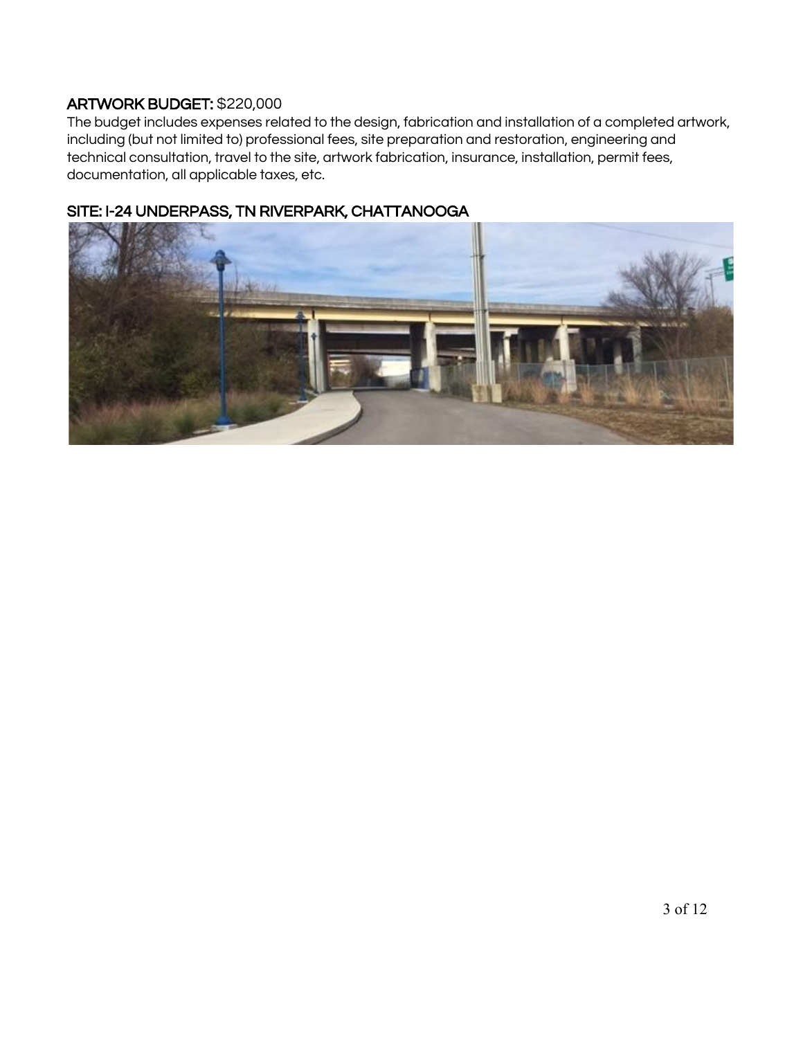**ARTWORK BUDGET:** $220,000

The budget includes expenses related to the design, fabrication and installation of a completed artwork, including (but not limited to) professional fees, site preparation and restoration, engineering and technical consultation, travel to the site, artwork fabrication, insurance, installation, permit fees, documentation, all applicable taxes, etc.

**SITE: I-24 UNDERPASS, TN RIVERPARK, CHATTANOOGA**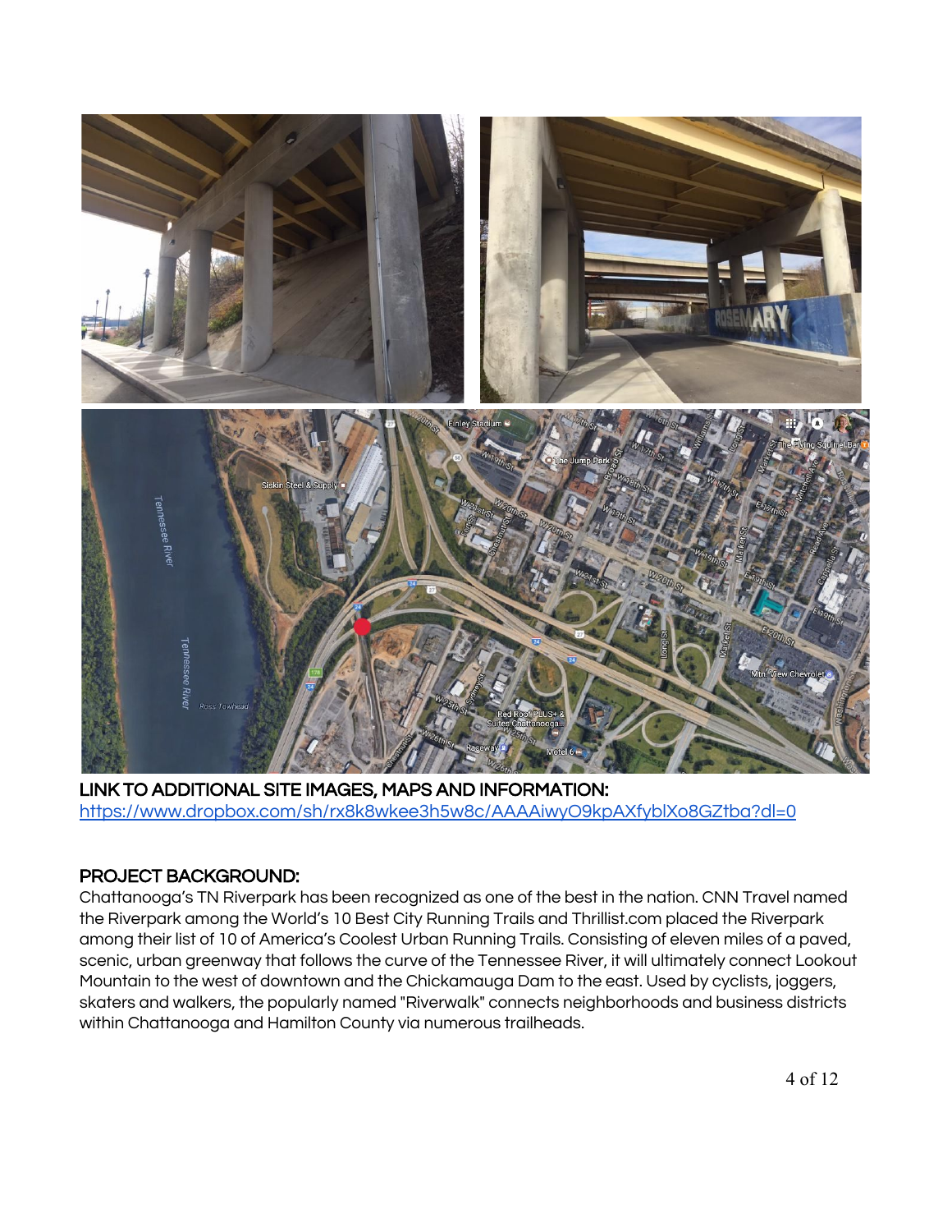**LINK TO ADDITIONAL SITE IMAGES, MAPS AND INFORMATION:**
https://www.dropbox.com/sh/rx8k8wkee3h5w8c/AAAAiwyO9kpAXfyblXo8GZtba?dl=0

## PROJECT BACKGROUND:

Chattanooga's TN Riverpark has been recognized as one of the best in the nation. CNN Travel named the Riverpark among the World's 10 Best City Running Trails and Thrillist.com placed the Riverpark among their list of 10 of America's Coolest Urban Running Trails. Consisting of eleven miles of a paved, scenic, urban greenway that follows the curve of the Tennessee River, it will ultimately connect Lookout Mountain to the west of downtown and the Chickamauga Dam to the east. Used by cyclists, joggers, skaters and walkers, the popularly named "Riverwalk" connects neighborhoods and business districts within Chattanooga and Hamilton County via numerous trailheads.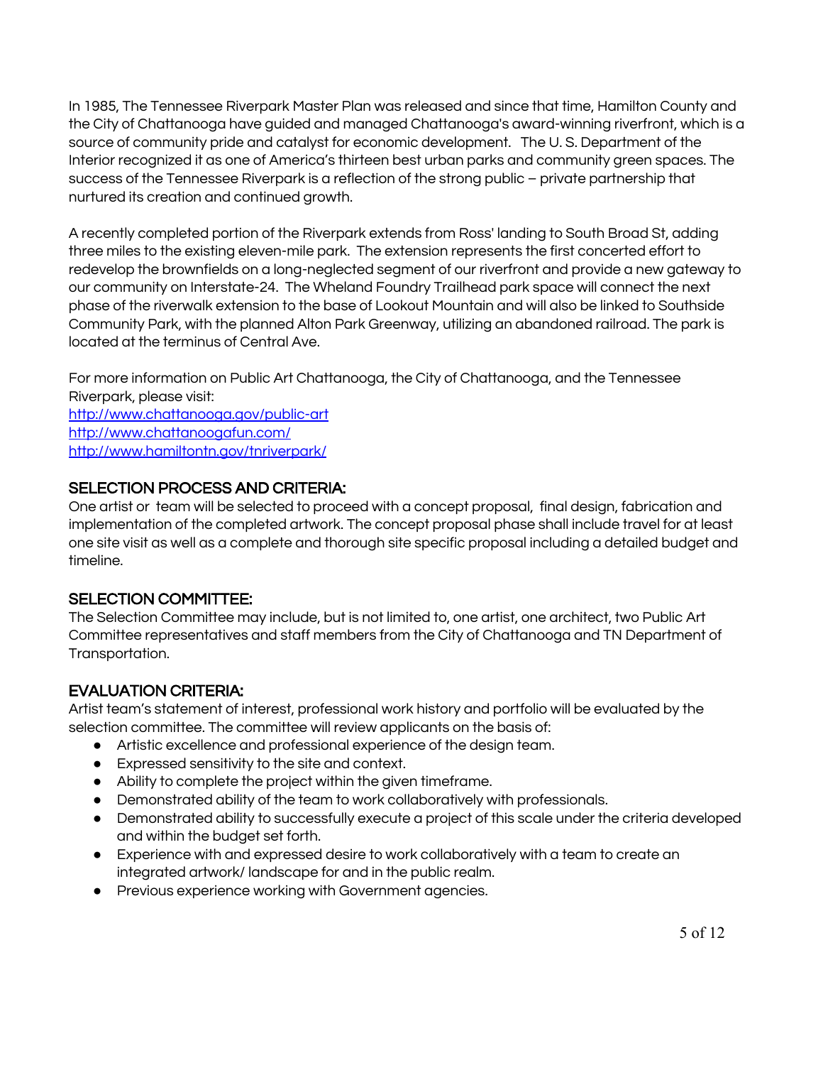In 1985, The Tennessee Riverpark Master Plan was released and since that time, Hamilton County and the City of Chattanooga have guided and managed Chattanooga's award-winning riverfront, which is a source of community pride and catalyst for economic development. The U. S. Department of the Interior recognized it as one of America's thirteen best urban parks and community green spaces. The success of the Tennessee Riverpark is a reflection of the strong public – private partnership that nurtured its creation and continued growth.

A recently completed portion of the Riverpark extends from Ross' landing to South Broad St, adding three miles to the existing eleven-mile park. The extension represents the first concerted effort to redevelop the brownfields on a long-neglected segment of our riverfront and provide a new gateway to our community on Interstate-24. The Wheland Foundry Trailhead park space will connect the next phase of the riverwalk extension to the base of Lookout Mountain and will also be linked to Southside Community Park, with the planned Alton Park Greenway, utilizing an abandoned railroad. The park is located at the terminus of Central Ave.

For more information on Public Art Chattanooga, the City of Chattanooga, and the Tennessee Riverpark, please visit:
[http://www.chattanooga.gov/public-art](http://www.chattanooga.gov/public-art)
[http://www.chattanoogafun.com/](http://www.chattanoogafun.com/)
[http://www.hamiltontn.gov/tnriverpark/](http://www.hamiltontn.gov/tnriverpark/)

## SELECTION PROCESS AND CRITERIA:

One artist or team will be selected to proceed with a concept proposal, final design, fabrication and implementation of the completed artwork. The concept proposal phase shall include travel for at least one site visit as well as a complete and thorough site specific proposal including a detailed budget and timeline.

## SELECTION COMMITTEE:

The Selection Committee may include, but is not limited to, one artist, one architect, two Public Art Committee representatives and staff members from the City of Chattanooga and TN Department of Transportation.

## EVALUATION CRITERIA:

Artist team's statement of interest, professional work history and portfolio will be evaluated by the selection committee. The committee will review applicants on the basis of:

- Artistic excellence and professional experience of the design team.
- Expressed sensitivity to the site and context.
- Ability to complete the project within the given timeframe.
- Demonstrated ability of the team to work collaboratively with professionals.
- Demonstrated ability to successfully execute a project of this scale under the criteria developed and within the budget set forth.
- Experience with and expressed desire to work collaboratively with a team to create an integrated artwork/ landscape for and in the public realm.
- Previous experience working with Government agencies.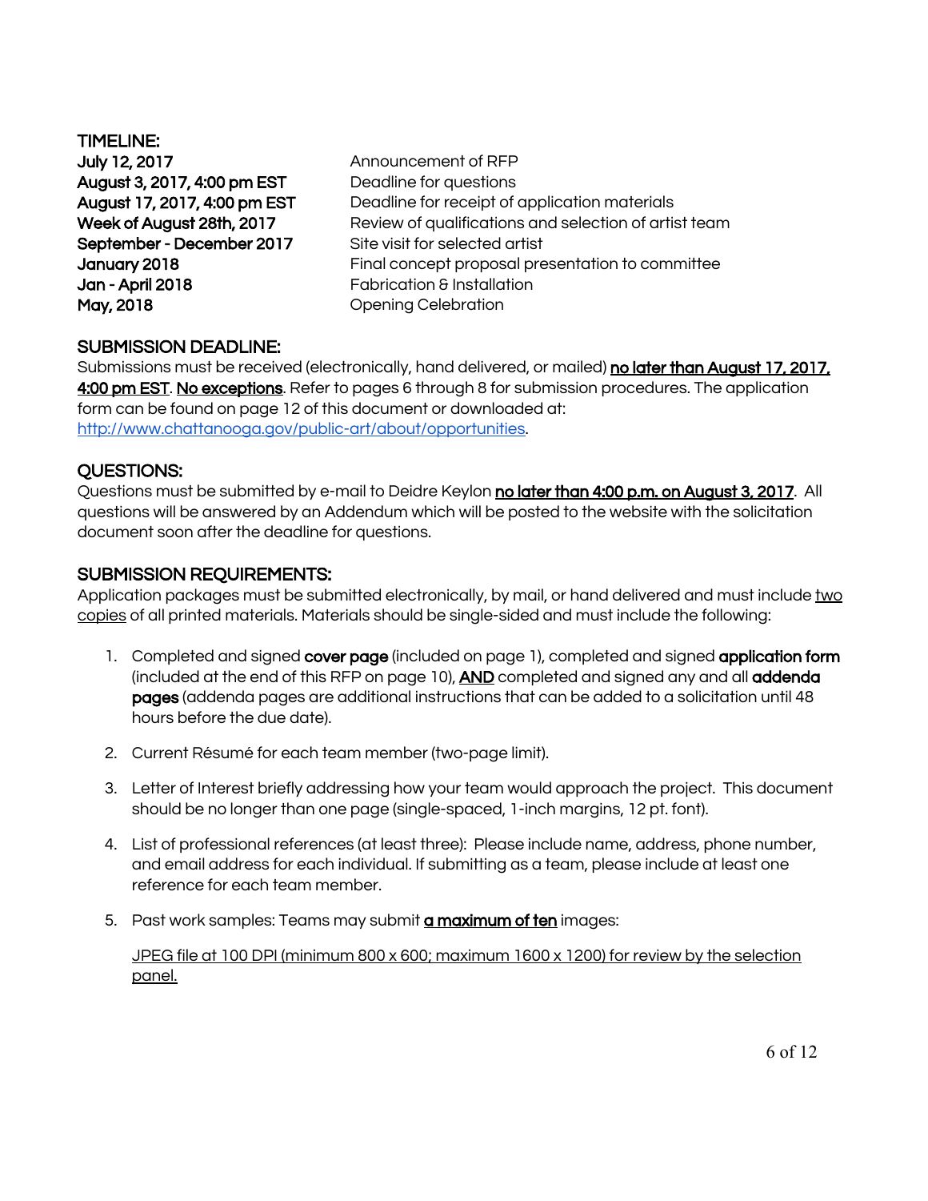## TIMELINE:

| | |
|---|---|
| **July 12, 2017** | Announcement of RFP |
| **August 3, 2017, 4:00 pm EST** | Deadline for questions |
| **August 17, 2017, 4:00 pm EST** | Deadline for receipt of application materials |
| **Week of August 28th, 2017** | Review of qualifications and selection of artist team |
| **September - December 2017** | Site visit for selected artist |
| **January 2018** | Final concept proposal presentation to committee |
| **Jan - April 2018** | Fabrication & Installation |
| **May, 2018** | Opening Celebration |

## SUBMISSION DEADLINE:

Submissions must be received (electronically, hand delivered, or mailed) **no later than August 17, 2017, 4:00 pm EST**. **No exceptions**. Refer to pages 6 through 8 for submission procedures. The application form can be found on page 12 of this document or downloaded at: http://www.chattanooga.gov/public-art/about/opportunities.

## QUESTIONS:

Questions must be submitted by e-mail to Deidre Keylon **no later than 4:00 p.m. on August 3, 2017**. All questions will be answered by an Addendum which will be posted to the website with the solicitation document soon after the deadline for questions.

## SUBMISSION REQUIREMENTS:

Application packages must be submitted electronically, by mail, or hand delivered and must include two copies of all printed materials. Materials should be single-sided and must include the following:

1. Completed and signed **cover page** (included on page 1), completed and signed **application form** (included at the end of this RFP on page 10), **AND** completed and signed any and all **addenda pages** (addenda pages are additional instructions that can be added to a solicitation until 48 hours before the due date).

2. Current Résumé for each team member (two-page limit).

3. Letter of Interest briefly addressing how your team would approach the project. This document should be no longer than one page (single-spaced, 1-inch margins, 12 pt. font).

4. List of professional references (at least three): Please include name, address, phone number, and email address for each individual. If submitting as a team, please include at least one reference for each team member.

5. Past work samples: Teams may submit **a maximum of ten** images:

   JPEG file at 100 DPI (minimum 800 x 600; maximum 1600 x 1200) for review by the selection panel.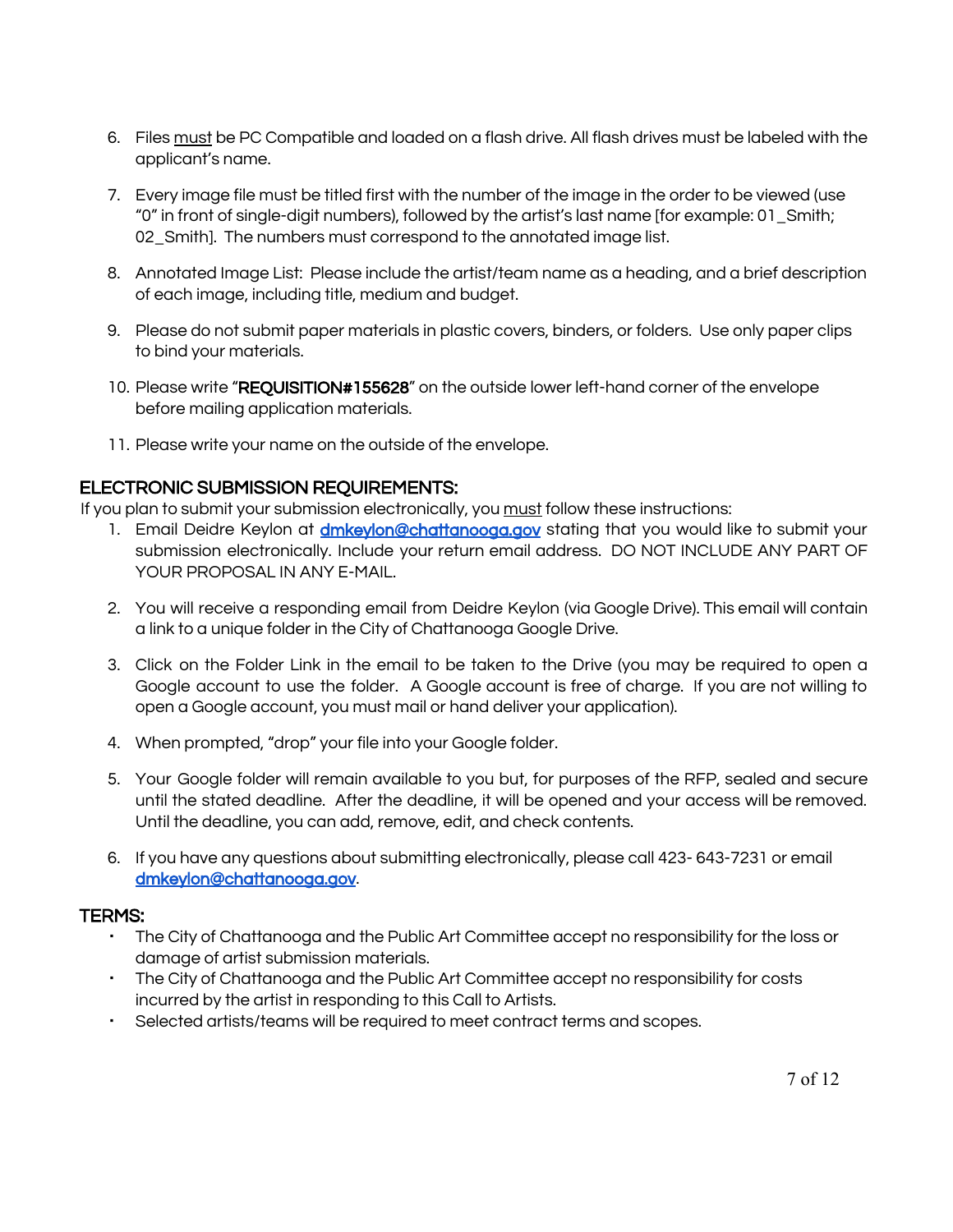6. Files must be PC Compatible and loaded on a flash drive. All flash drives must be labeled with the applicant's name.

7. Every image file must be titled first with the number of the image in the order to be viewed (use "0" in front of single-digit numbers), followed by the artist's last name [for example: 01_Smith; 02_Smith]. The numbers must correspond to the annotated image list.

8. Annotated Image List: Please include the artist/team name as a heading, and a brief description of each image, including title, medium and budget.

9. Please do not submit paper materials in plastic covers, binders, or folders. Use only paper clips to bind your materials.

10. Please write "**REQUISITION#155628**" on the outside lower left-hand corner of the envelope before mailing application materials.

11. Please write your name on the outside of the envelope.

## ELECTRONIC SUBMISSION REQUIREMENTS:

If you plan to submit your submission electronically, you must follow these instructions:

1. Email Deidre Keylon at dmkeylon@chattanooga.gov stating that you would like to submit your submission electronically. Include your return email address. DO NOT INCLUDE ANY PART OF YOUR PROPOSAL IN ANY E-MAIL.

2. You will receive a responding email from Deidre Keylon (via Google Drive). This email will contain a link to a unique folder in the City of Chattanooga Google Drive.

3. Click on the Folder Link in the email to be taken to the Drive (you may be required to open a Google account to use the folder. A Google account is free of charge. If you are not willing to open a Google account, you must mail or hand deliver your application).

4. When prompted, "drop" your file into your Google folder.

5. Your Google folder will remain available to you but, for purposes of the RFP, sealed and secure until the stated deadline. After the deadline, it will be opened and your access will be removed. Until the deadline, you can add, remove, edit, and check contents.

6. If you have any questions about submitting electronically, please call 423- 643-7231 or email dmkeylon@chattanooga.gov.

## TERMS:

- The City of Chattanooga and the Public Art Committee accept no responsibility for the loss or damage of artist submission materials.
- The City of Chattanooga and the Public Art Committee accept no responsibility for costs incurred by the artist in responding to this Call to Artists.
- Selected artists/teams will be required to meet contract terms and scopes.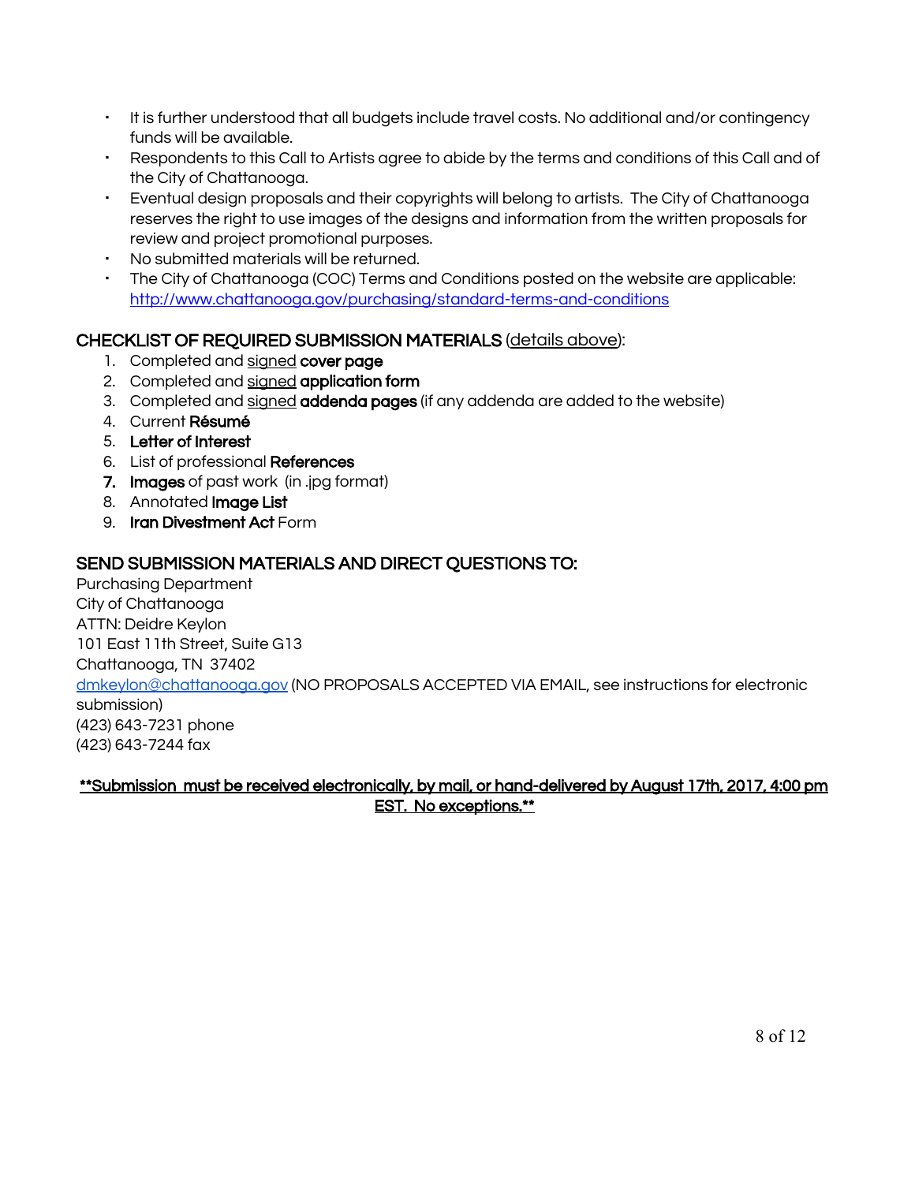- It is further understood that all budgets include travel costs. No additional and/or contingency funds will be available.
- Respondents to this Call to Artists agree to abide by the terms and conditions of this Call and of the City of Chattanooga.
- Eventual design proposals and their copyrights will belong to artists. The City of Chattanooga reserves the right to use images of the designs and information from the written proposals for review and project promotional purposes.
- No submitted materials will be returned.
- The City of Chattanooga (COC) Terms and Conditions posted on the website are applicable: http://www.chattanooga.gov/purchasing/standard-terms-and-conditions

## CHECKLIST OF REQUIRED SUBMISSION MATERIALS (details above):

1. Completed and signed **cover page**
2. Completed and signed **application form**
3. Completed and signed **addenda pages** (if any addenda are added to the website)
4. Current **Résumé**
5. **Letter of Interest**
6. List of professional **References**
7. **Images** of past work (in .jpg format)
8. Annotated **Image List**
9. **Iran Divestment Act** Form

## SEND SUBMISSION MATERIALS AND DIRECT QUESTIONS TO:

Purchasing Department
City of Chattanooga
ATTN: Deidre Keylon
101 East 11th Street, Suite G13
Chattanooga, TN 37402
dmkeylon@chattanooga.gov (NO PROPOSALS ACCEPTED VIA EMAIL, see instructions for electronic submission)
(423) 643-7231 phone
(423) 643-7244 fax

**\*\*Submission must be received electronically, by mail, or hand-delivered by August 17th, 2017, 4:00 pm EST. No exceptions.\*\***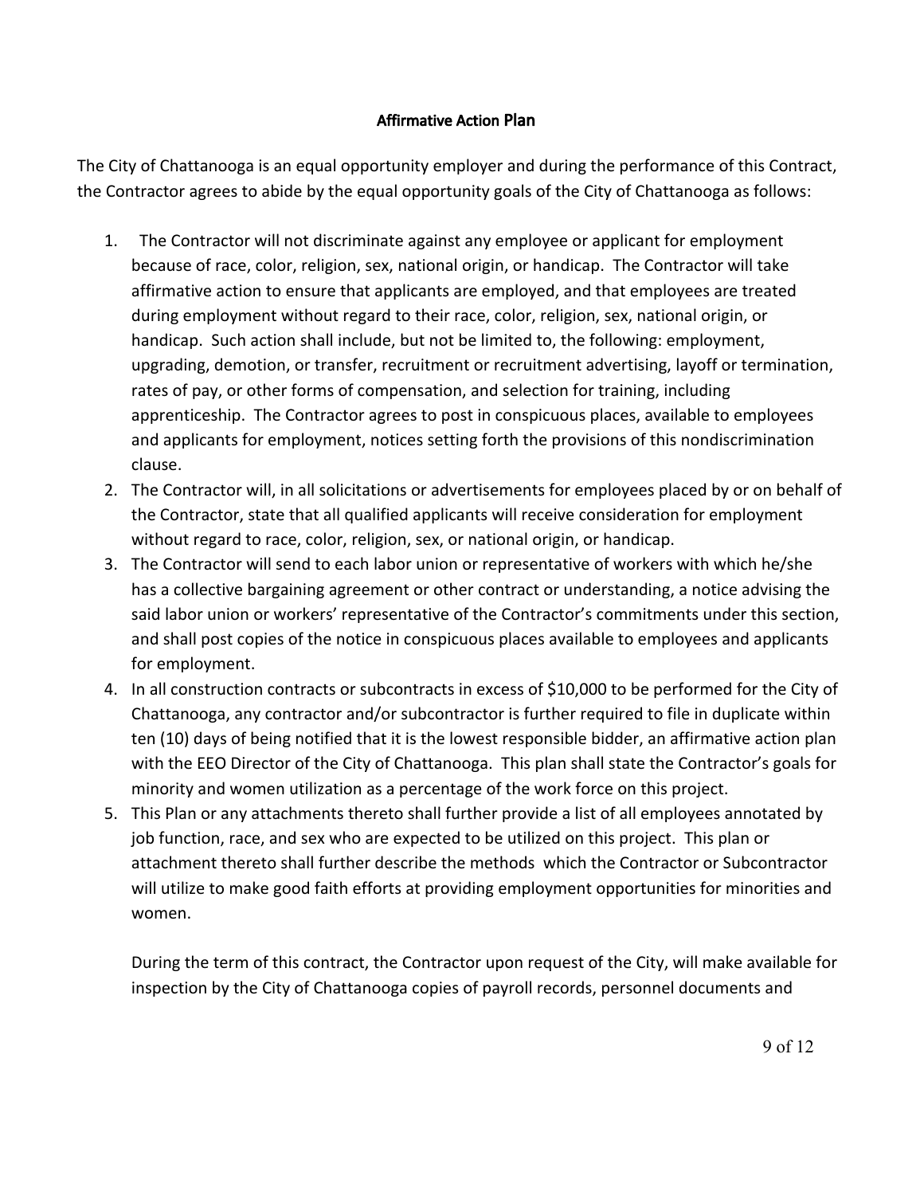## Affirmative Action Plan

The City of Chattanooga is an equal opportunity employer and during the performance of this Contract, the Contractor agrees to abide by the equal opportunity goals of the City of Chattanooga as follows:

1. The Contractor will not discriminate against any employee or applicant for employment because of race, color, religion, sex, national origin, or handicap. The Contractor will take affirmative action to ensure that applicants are employed, and that employees are treated during employment without regard to their race, color, religion, sex, national origin, or handicap. Such action shall include, but not be limited to, the following: employment, upgrading, demotion, or transfer, recruitment or recruitment advertising, layoff or termination, rates of pay, or other forms of compensation, and selection for training, including apprenticeship. The Contractor agrees to post in conspicuous places, available to employees and applicants for employment, notices setting forth the provisions of this nondiscrimination clause.
2. The Contractor will, in all solicitations or advertisements for employees placed by or on behalf of the Contractor, state that all qualified applicants will receive consideration for employment without regard to race, color, religion, sex, or national origin, or handicap.
3. The Contractor will send to each labor union or representative of workers with which he/she has a collective bargaining agreement or other contract or understanding, a notice advising the said labor union or workers' representative of the Contractor's commitments under this section, and shall post copies of the notice in conspicuous places available to employees and applicants for employment.
4. In all construction contracts or subcontracts in excess of $10,000 to be performed for the City of Chattanooga, any contractor and/or subcontractor is further required to file in duplicate within ten (10) days of being notified that it is the lowest responsible bidder, an affirmative action plan with the EEO Director of the City of Chattanooga. This plan shall state the Contractor's goals for minority and women utilization as a percentage of the work force on this project.
5. This Plan or any attachments thereto shall further provide a list of all employees annotated by job function, race, and sex who are expected to be utilized on this project. This plan or attachment thereto shall further describe the methods which the Contractor or Subcontractor will utilize to make good faith efforts at providing employment opportunities for minorities and women.

   During the term of this contract, the Contractor upon request of the City, will make available for inspection by the City of Chattanooga copies of payroll records, personnel documents and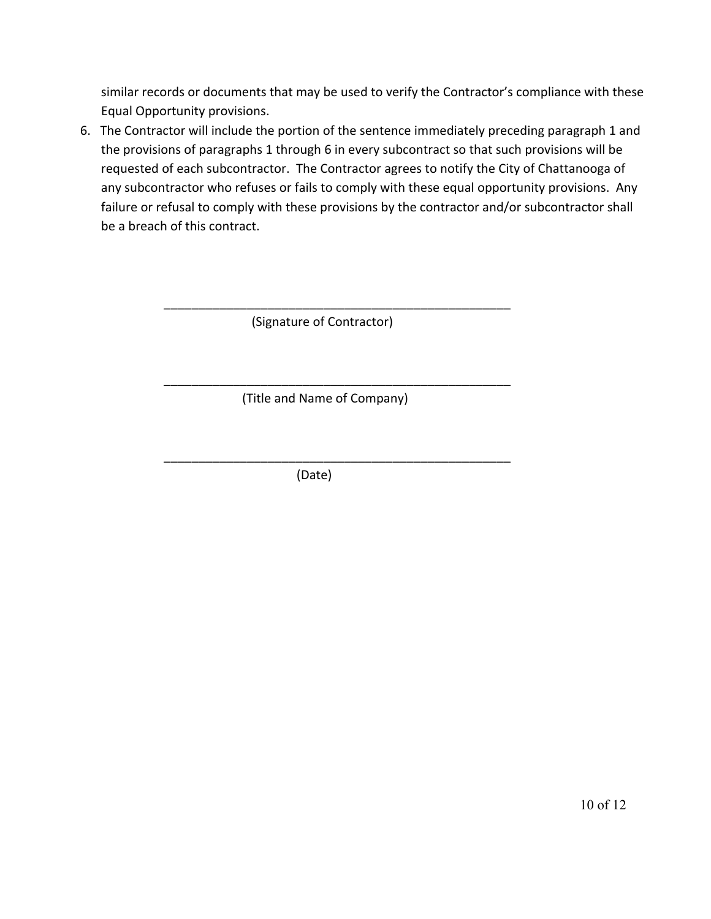similar records or documents that may be used to verify the Contractor's compliance with these Equal Opportunity provisions.

6. The Contractor will include the portion of the sentence immediately preceding paragraph 1 and the provisions of paragraphs 1 through 6 in every subcontract so that such provisions will be requested of each subcontractor. The Contractor agrees to notify the City of Chattanooga of any subcontractor who refuses or fails to comply with these equal opportunity provisions. Any failure or refusal to comply with these provisions by the contractor and/or subcontractor shall be a breach of this contract.

\_\_\_\_\_\_\_\_\_\_\_\_\_\_\_\_\_\_\_\_\_\_\_\_\_\_\_\_\_\_\_\_\_\_\_\_\_\_\_\_\_\_\_\_\_\_\_\_\_\_

(Signature of Contractor)

\_\_\_\_\_\_\_\_\_\_\_\_\_\_\_\_\_\_\_\_\_\_\_\_\_\_\_\_\_\_\_\_\_\_\_\_\_\_\_\_\_\_\_\_\_\_\_\_\_\_

(Title and Name of Company)

\_\_\_\_\_\_\_\_\_\_\_\_\_\_\_\_\_\_\_\_\_\_\_\_\_\_\_\_\_\_\_\_\_\_\_\_\_\_\_\_\_\_\_\_\_\_\_\_\_\_

(Date)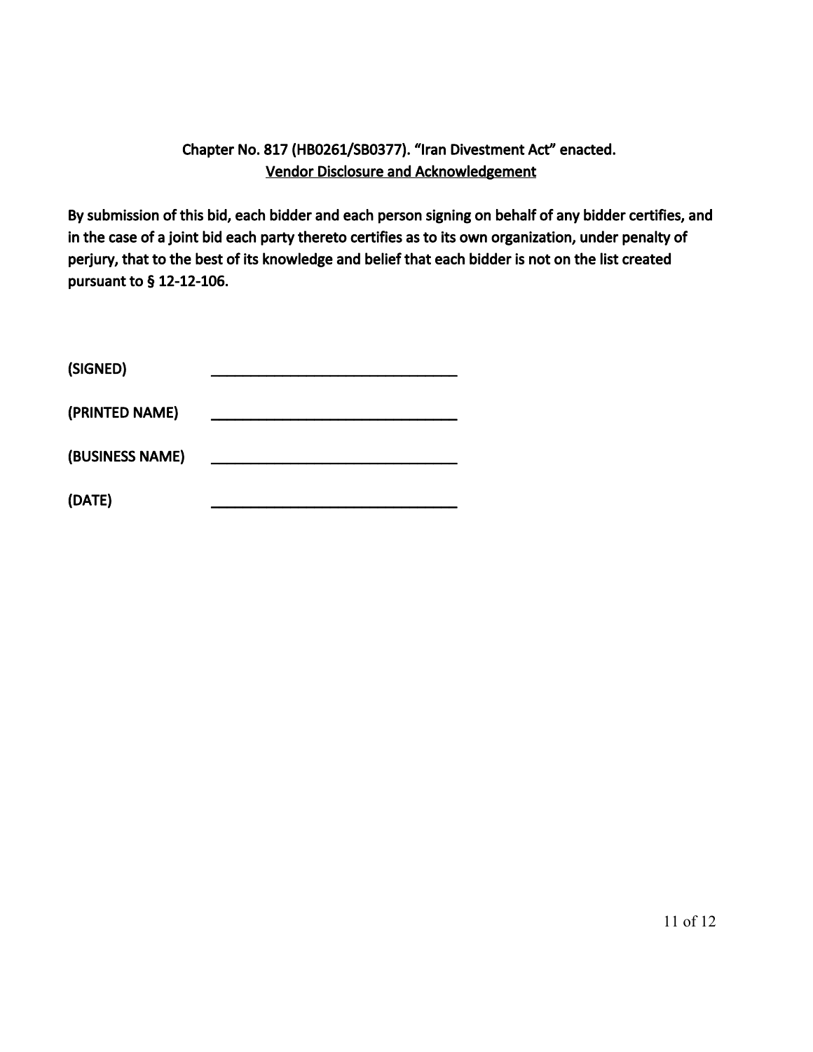## Chapter No. 817 (HB0261/SB0377). "Iran Divestment Act" enacted.

**Vendor Disclosure and Acknowledgement**

**By submission of this bid, each bidder and each person signing on behalf of any bidder certifies, and in the case of a joint bid each party thereto certifies as to its own organization, under penalty of perjury, that to the best of its knowledge and belief that each bidder is not on the list created pursuant to § 12-12-106.**

**(SIGNED)** ________________________________

**(PRINTED NAME)** ________________________________

**(BUSINESS NAME)** ________________________________

**(DATE)** ________________________________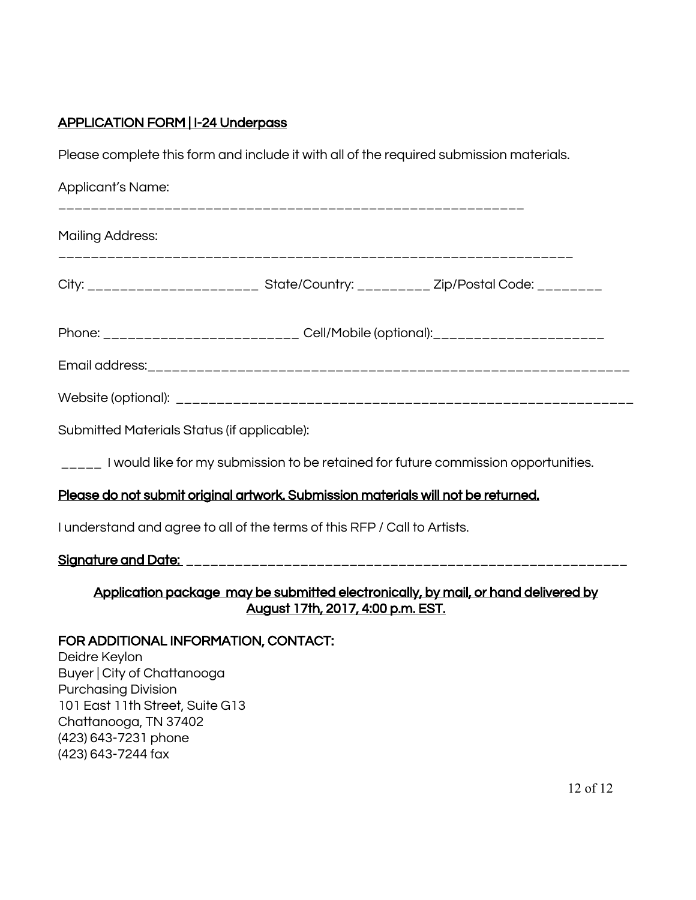## APPLICATION FORM | I-24 Underpass

Please complete this form and include it with all of the required submission materials.

Applicant's Name:

___________________________________________________________

Mailing Address:

_________________________________________________________________

City: _____________________ State/Country: _________ Zip/Postal Code: ________

Phone: ________________________ Cell/Mobile (optional):_____________________

Email address:_____________________________________________________________

Website (optional): ___________________________________________________________

Submitted Materials Status (if applicable):

_____ I would like for my submission to be retained for future commission opportunities.

**Please do not submit original artwork. Submission materials will not be returned.**

I understand and agree to all of the terms of this RFP / Call to Artists.

**Signature and Date:** ________________________________________________________

**Application package may be submitted electronically, by mail, or hand delivered by August 17th, 2017, 4:00 p.m. EST.**

**FOR ADDITIONAL INFORMATION, CONTACT:**

Deidre Keylon  
Buyer | City of Chattanooga  
Purchasing Division  
101 East 11th Street, Suite G13  
Chattanooga, TN 37402  
(423) 643-7231 phone  
(423) 643-7244 fax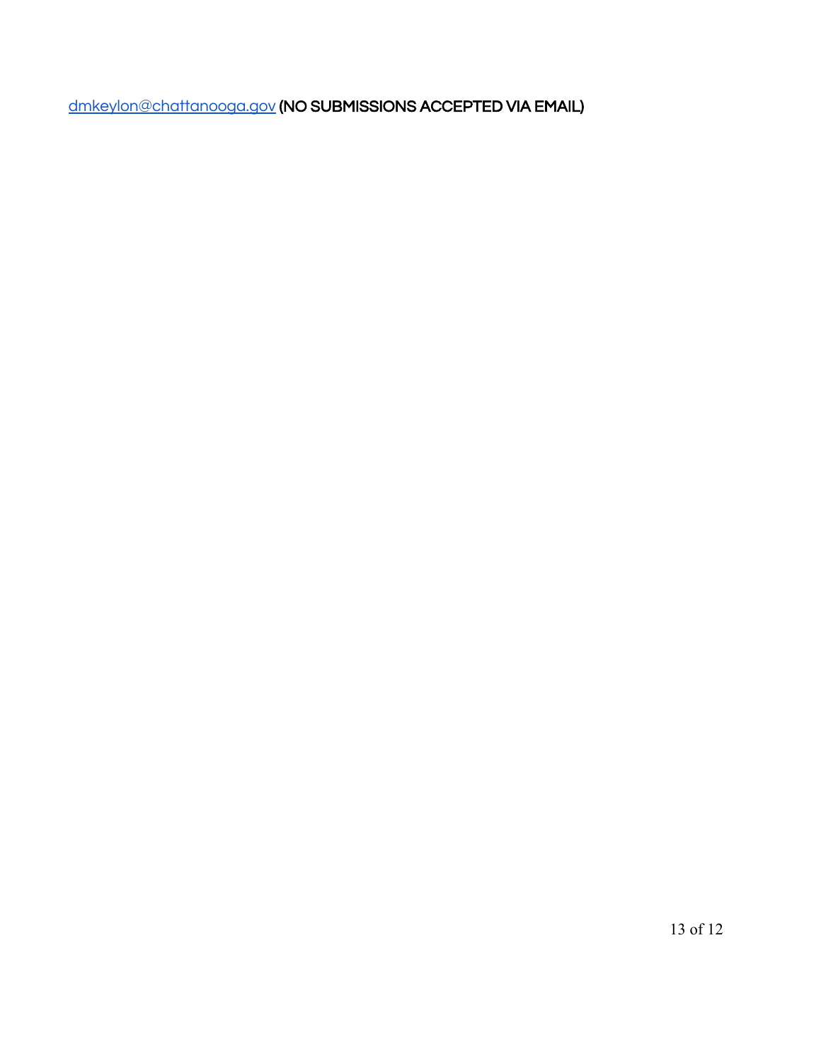[dmkeylon@chattanooga.gov](mailto:dmkeylon@chattanooga.gov) **(NO SUBMISSIONS ACCEPTED VIA EMAIL)**